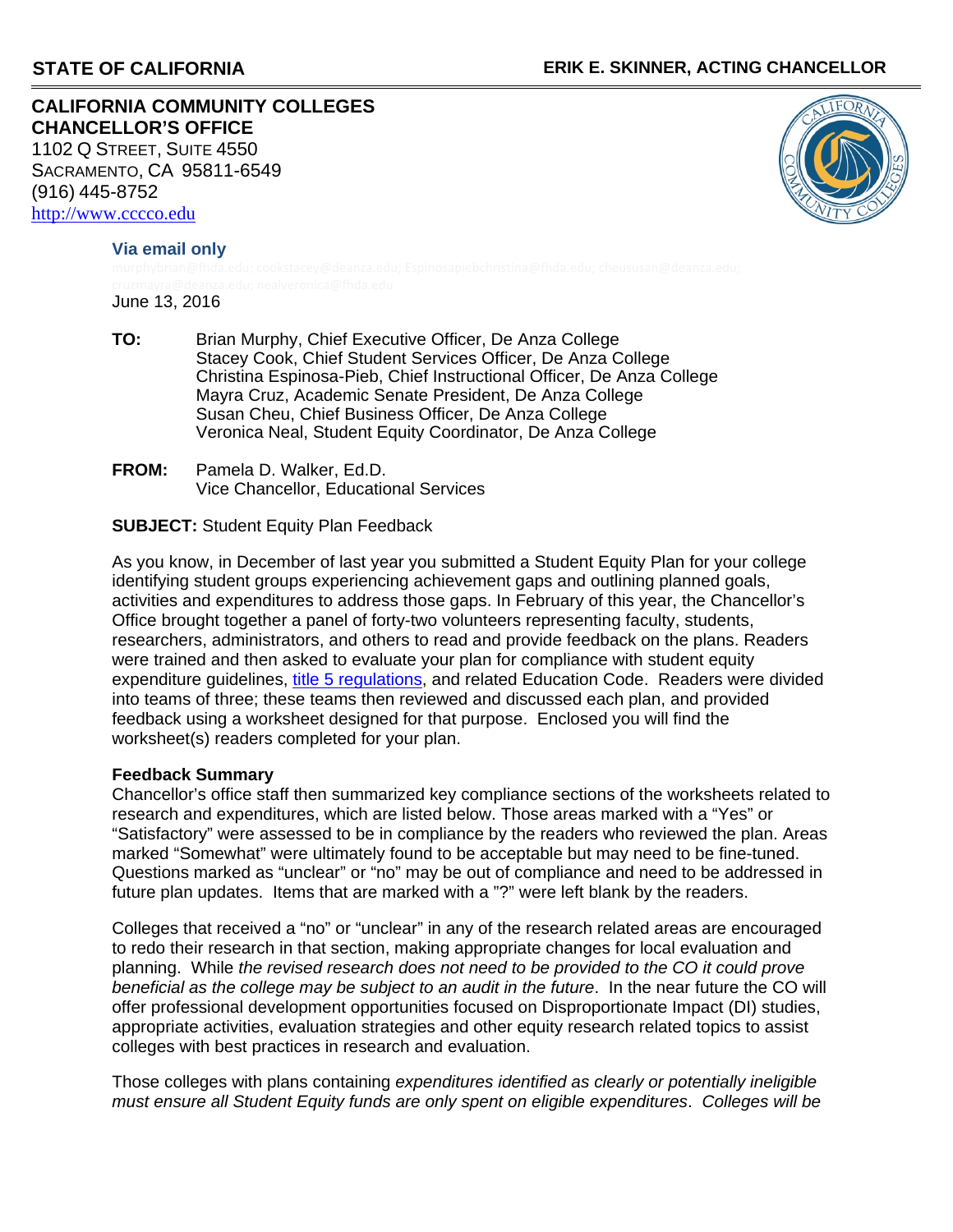**STATE OF CALIFORNIA** **ERIK E. SKINNER, ACTING CHANCELLOR**

**CALIFORNIA COMMUNITY COLLEGES**
**CHANCELLOR'S OFFICE**
1102 Q STREET, SUITE 4550
SACRAMENTO, CA 95811-6549
(916) 445-8752
http://www.cccco.edu

**Via email only**

murphybrian@fhda.edu; cookstacey@deanza.edu; Espinosapiebchristina@fhda.edu; cheususan@deanza.edu; cruzmayra@deanza.edu; nealveronica@fhda.edu

June 13, 2016

**TO:** Brian Murphy, Chief Executive Officer, De Anza College
Stacey Cook, Chief Student Services Officer, De Anza College
Christina Espinosa-Pieb, Chief Instructional Officer, De Anza College
Mayra Cruz, Academic Senate President, De Anza College
Susan Cheu, Chief Business Officer, De Anza College
Veronica Neal, Student Equity Coordinator, De Anza College

**FROM:** Pamela D. Walker, Ed.D.
Vice Chancellor, Educational Services

**SUBJECT:** Student Equity Plan Feedback

As you know, in December of last year you submitted a Student Equity Plan for your college identifying student groups experiencing achievement gaps and outlining planned goals, activities and expenditures to address those gaps. In February of this year, the Chancellor's Office brought together a panel of forty-two volunteers representing faculty, students, researchers, administrators, and others to read and provide feedback on the plans. Readers were trained and then asked to evaluate your plan for compliance with student equity expenditure guidelines, title 5 regulations, and related Education Code. Readers were divided into teams of three; these teams then reviewed and discussed each plan, and provided feedback using a worksheet designed for that purpose. Enclosed you will find the worksheet(s) readers completed for your plan.

**Feedback Summary**
Chancellor's office staff then summarized key compliance sections of the worksheets related to research and expenditures, which are listed below. Those areas marked with a "Yes" or "Satisfactory" were assessed to be in compliance by the readers who reviewed the plan. Areas marked "Somewhat" were ultimately found to be acceptable but may need to be fine-tuned. Questions marked as "unclear" or "no" may be out of compliance and need to be addressed in future plan updates. Items that are marked with a "?" were left blank by the readers.

Colleges that received a "no" or "unclear" in any of the research related areas are encouraged to redo their research in that section, making appropriate changes for local evaluation and planning. While *the revised research does not need to be provided to the CO it could prove beneficial as the college may be subject to an audit in the future*. In the near future the CO will offer professional development opportunities focused on Disproportionate Impact (DI) studies, appropriate activities, evaluation strategies and other equity research related topics to assist colleges with best practices in research and evaluation.

Those colleges with plans containing *expenditures identified as clearly or potentially ineligible must ensure all Student Equity funds are only spent on eligible expenditures*. *Colleges will be*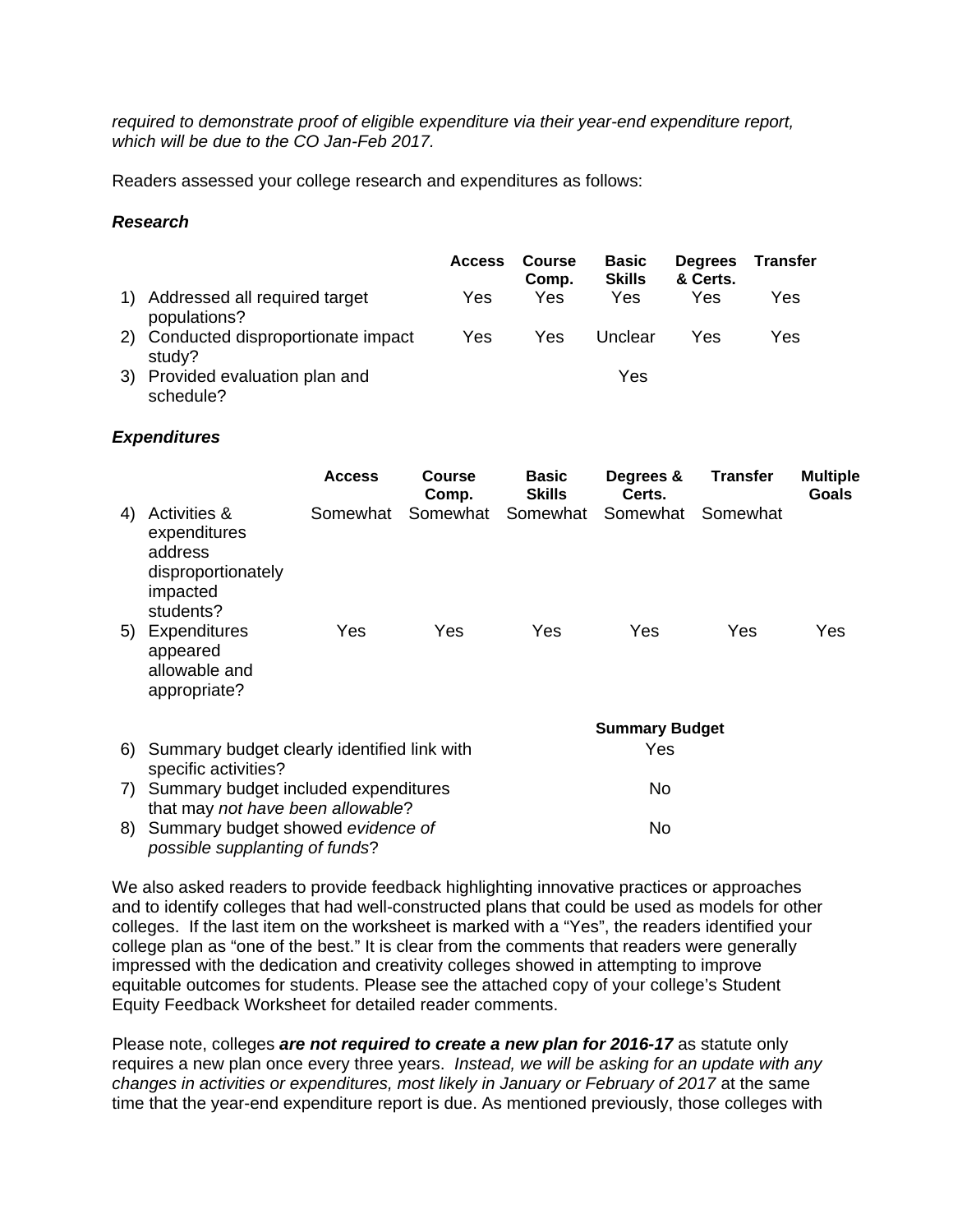*required to demonstrate proof of eligible expenditure via their year-end expenditure report, which will be due to the CO Jan-Feb 2017.*

Readers assessed your college research and expenditures as follows:

***Research***

| | Access | Course Comp. | Basic Skills | Degrees & Certs. | Transfer |
|---|---|---|---|---|---|
| 1) Addressed all required target populations? | Yes | Yes | Yes | Yes | Yes |
| 2) Conducted disproportionate impact study? | Yes | Yes | Unclear | Yes | Yes |
| 3) Provided evaluation plan and schedule? | | | Yes | | |

***Expenditures***

| | Access | Course Comp. | Basic Skills | Degrees & Certs. | Transfer | Multiple Goals |
|---|---|---|---|---|---|---|
| 4) Activities & expenditures address disproportionately impacted students? | Somewhat | Somewhat | Somewhat | Somewhat | Somewhat | |
| 5) Expenditures appeared allowable and appropriate? | Yes | Yes | Yes | Yes | Yes | Yes |

| | Summary Budget |
|---|---|
| 6) Summary budget clearly identified link with specific activities? | Yes |
| 7) Summary budget included expenditures that may *not have been allowable*? | No |
| 8) Summary budget showed *evidence of possible supplanting of funds*? | No |

We also asked readers to provide feedback highlighting innovative practices or approaches and to identify colleges that had well-constructed plans that could be used as models for other colleges. If the last item on the worksheet is marked with a "Yes", the readers identified your college plan as "one of the best." It is clear from the comments that readers were generally impressed with the dedication and creativity colleges showed in attempting to improve equitable outcomes for students. Please see the attached copy of your college's Student Equity Feedback Worksheet for detailed reader comments.

Please note, colleges ***are not required to create a new plan for 2016-17*** as statute only requires a new plan once every three years. *Instead, we will be asking for an update with any changes in activities or expenditures, most likely in January or February of 2017* at the same time that the year-end expenditure report is due. As mentioned previously, those colleges with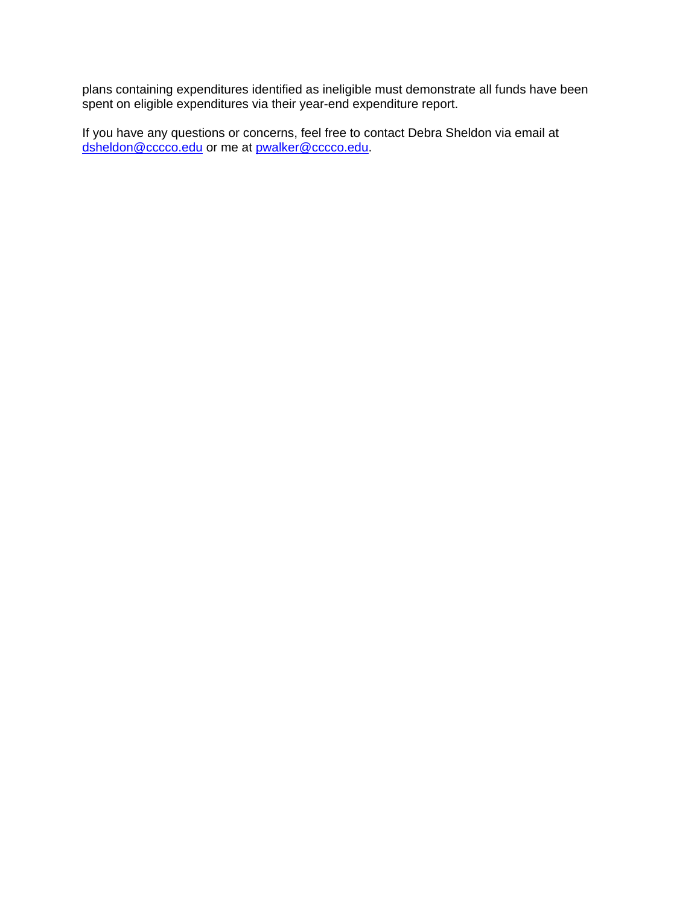plans containing expenditures identified as ineligible must demonstrate all funds have been spent on eligible expenditures via their year-end expenditure report.

If you have any questions or concerns, feel free to contact Debra Sheldon via email at dsheldon@cccco.edu or me at pwalker@cccco.edu.